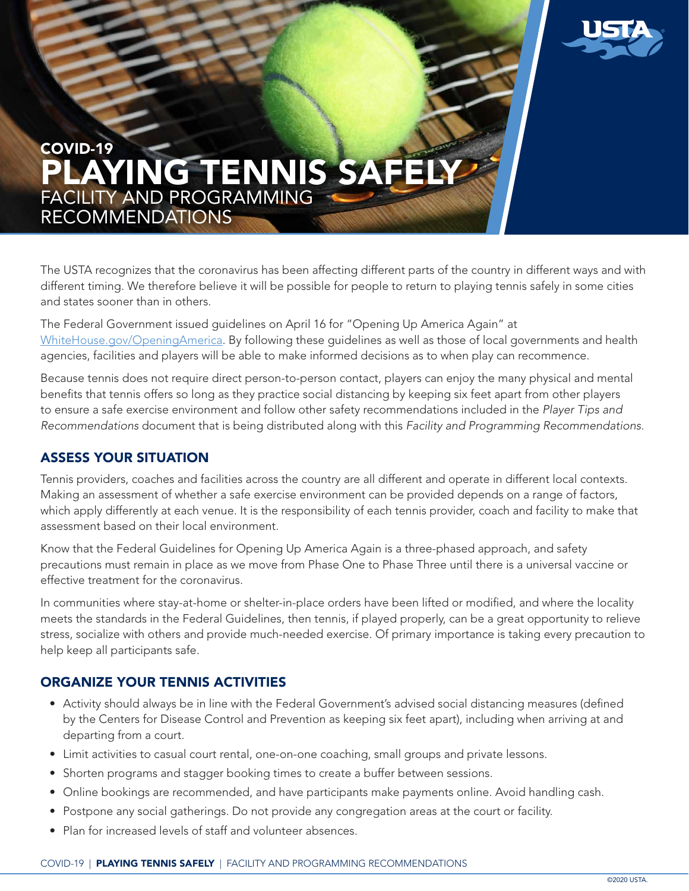# COVID-19
# PLAYING TENNIS SAFELY
## FACILITY AND PROGRAMMING RECOMMENDATIONS

The USTA recognizes that the coronavirus has been affecting different parts of the country in different ways and with different timing. We therefore believe it will be possible for people to return to playing tennis safely in some cities and states sooner than in others.

The Federal Government issued guidelines on April 16 for "Opening Up America Again" at WhiteHouse.gov/OpeningAmerica. By following these guidelines as well as those of local governments and health agencies, facilities and players will be able to make informed decisions as to when play can recommence.

Because tennis does not require direct person-to-person contact, players can enjoy the many physical and mental benefits that tennis offers so long as they practice social distancing by keeping six feet apart from other players to ensure a safe exercise environment and follow other safety recommendations included in the *Player Tips and Recommendations* document that is being distributed along with this *Facility and Programming Recommendations*.

## ASSESS YOUR SITUATION

Tennis providers, coaches and facilities across the country are all different and operate in different local contexts. Making an assessment of whether a safe exercise environment can be provided depends on a range of factors, which apply differently at each venue. It is the responsibility of each tennis provider, coach and facility to make that assessment based on their local environment.

Know that the Federal Guidelines for Opening Up America Again is a three-phased approach, and safety precautions must remain in place as we move from Phase One to Phase Three until there is a universal vaccine or effective treatment for the coronavirus.

In communities where stay-at-home or shelter-in-place orders have been lifted or modified, and where the locality meets the standards in the Federal Guidelines, then tennis, if played properly, can be a great opportunity to relieve stress, socialize with others and provide much-needed exercise. Of primary importance is taking every precaution to help keep all participants safe.

## ORGANIZE YOUR TENNIS ACTIVITIES

- Activity should always be in line with the Federal Government's advised social distancing measures (defined by the Centers for Disease Control and Prevention as keeping six feet apart), including when arriving at and departing from a court.
- Limit activities to casual court rental, one-on-one coaching, small groups and private lessons.
- Shorten programs and stagger booking times to create a buffer between sessions.
- Online bookings are recommended, and have participants make payments online. Avoid handling cash.
- Postpone any social gatherings. Do not provide any congregation areas at the court or facility.
- Plan for increased levels of staff and volunteer absences.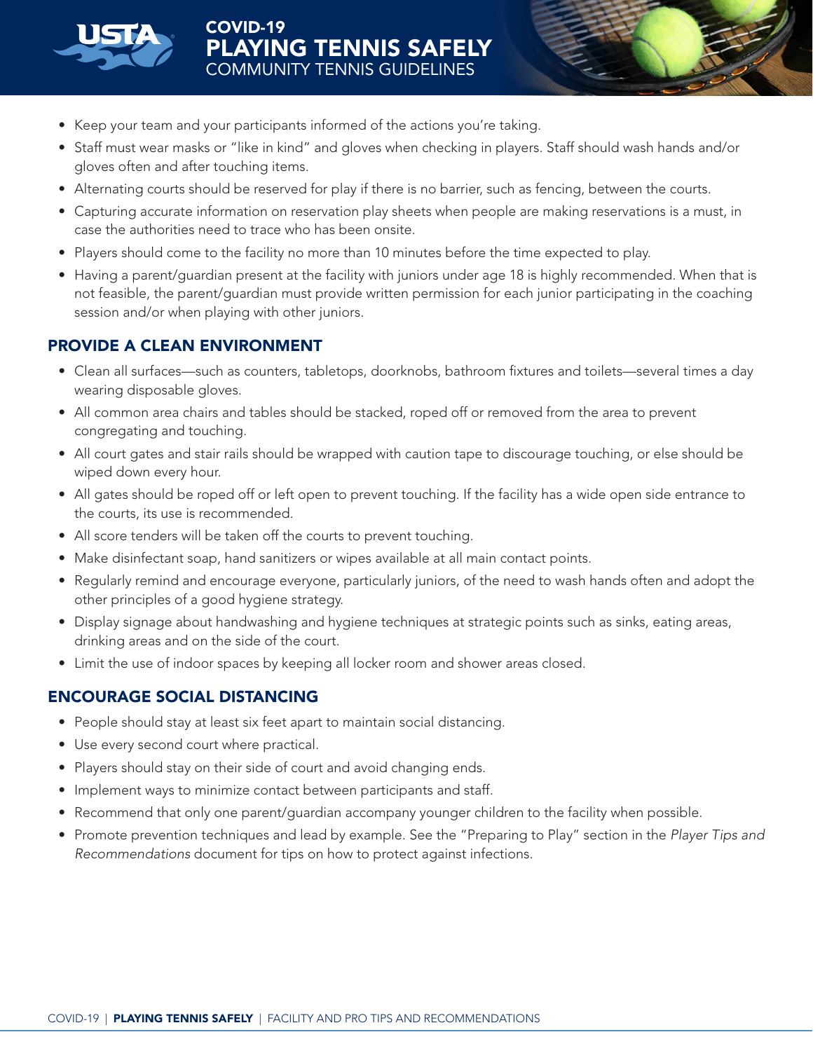# COVID-19 PLAYING TENNIS SAFELY
COMMUNITY TENNIS GUIDELINES

- Keep your team and your participants informed of the actions you're taking.
- Staff must wear masks or "like in kind" and gloves when checking in players. Staff should wash hands and/or gloves often and after touching items.
- Alternating courts should be reserved for play if there is no barrier, such as fencing, between the courts.
- Capturing accurate information on reservation play sheets when people are making reservations is a must, in case the authorities need to trace who has been onsite.
- Players should come to the facility no more than 10 minutes before the time expected to play.
- Having a parent/guardian present at the facility with juniors under age 18 is highly recommended. When that is not feasible, the parent/guardian must provide written permission for each junior participating in the coaching session and/or when playing with other juniors.

## PROVIDE A CLEAN ENVIRONMENT

- Clean all surfaces—such as counters, tabletops, doorknobs, bathroom fixtures and toilets—several times a day wearing disposable gloves.
- All common area chairs and tables should be stacked, roped off or removed from the area to prevent congregating and touching.
- All court gates and stair rails should be wrapped with caution tape to discourage touching, or else should be wiped down every hour.
- All gates should be roped off or left open to prevent touching. If the facility has a wide open side entrance to the courts, its use is recommended.
- All score tenders will be taken off the courts to prevent touching.
- Make disinfectant soap, hand sanitizers or wipes available at all main contact points.
- Regularly remind and encourage everyone, particularly juniors, of the need to wash hands often and adopt the other principles of a good hygiene strategy.
- Display signage about handwashing and hygiene techniques at strategic points such as sinks, eating areas, drinking areas and on the side of the court.
- Limit the use of indoor spaces by keeping all locker room and shower areas closed.

## ENCOURAGE SOCIAL DISTANCING

- People should stay at least six feet apart to maintain social distancing.
- Use every second court where practical.
- Players should stay on their side of court and avoid changing ends.
- Implement ways to minimize contact between participants and staff.
- Recommend that only one parent/guardian accompany younger children to the facility when possible.
- Promote prevention techniques and lead by example. See the "Preparing to Play" section in the *Player Tips and Recommendations* document for tips on how to protect against infections.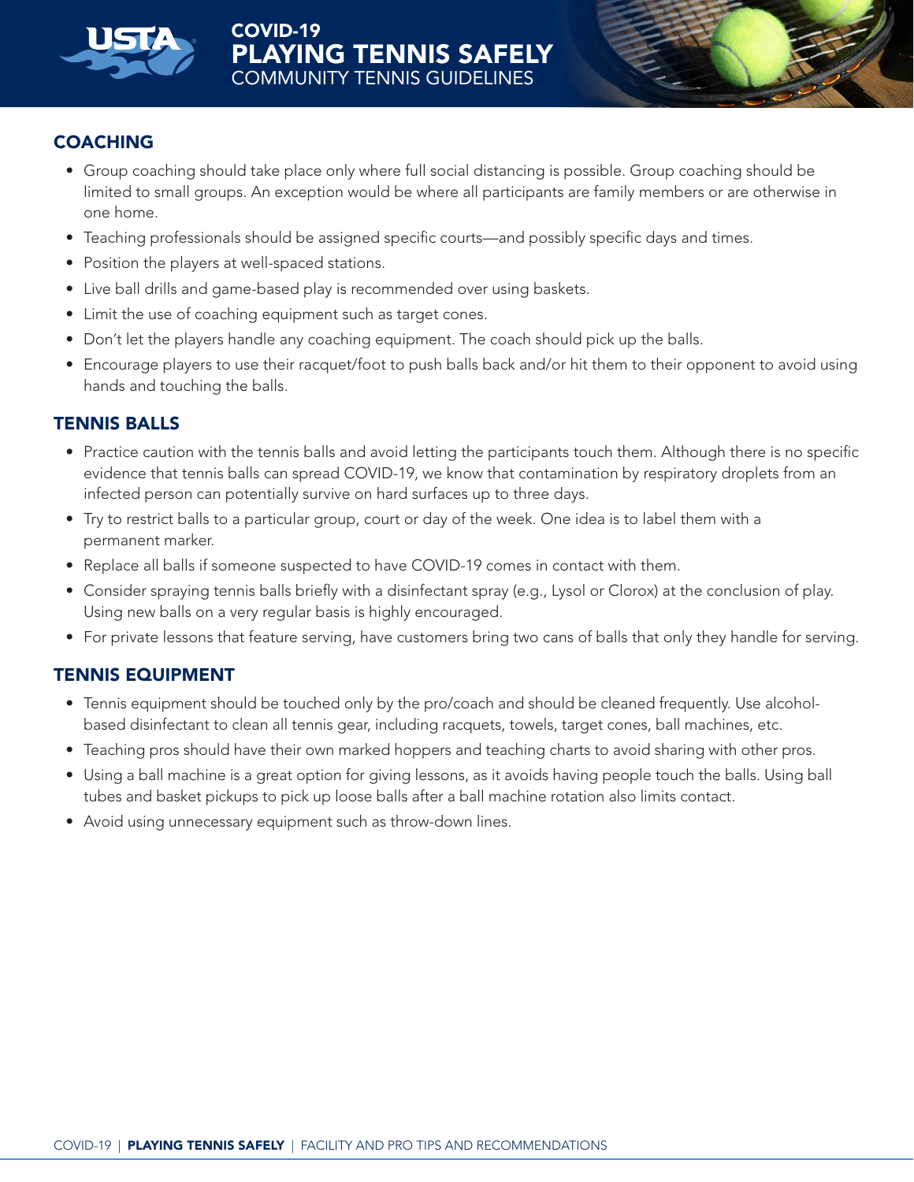# COVID-19 PLAYING TENNIS SAFELY COMMUNITY TENNIS GUIDELINES

## COACHING

- Group coaching should take place only where full social distancing is possible. Group coaching should be limited to small groups. An exception would be where all participants are family members or are otherwise in one home.
- Teaching professionals should be assigned specific courts—and possibly specific days and times.
- Position the players at well-spaced stations.
- Live ball drills and game-based play is recommended over using baskets.
- Limit the use of coaching equipment such as target cones.
- Don't let the players handle any coaching equipment. The coach should pick up the balls.
- Encourage players to use their racquet/foot to push balls back and/or hit them to their opponent to avoid using hands and touching the balls.

## TENNIS BALLS

- Practice caution with the tennis balls and avoid letting the participants touch them. Although there is no specific evidence that tennis balls can spread COVID-19, we know that contamination by respiratory droplets from an infected person can potentially survive on hard surfaces up to three days.
- Try to restrict balls to a particular group, court or day of the week. One idea is to label them with a permanent marker.
- Replace all balls if someone suspected to have COVID-19 comes in contact with them.
- Consider spraying tennis balls briefly with a disinfectant spray (e.g., Lysol or Clorox) at the conclusion of play. Using new balls on a very regular basis is highly encouraged.
- For private lessons that feature serving, have customers bring two cans of balls that only they handle for serving.

## TENNIS EQUIPMENT

- Tennis equipment should be touched only by the pro/coach and should be cleaned frequently. Use alcohol-based disinfectant to clean all tennis gear, including racquets, towels, target cones, ball machines, etc.
- Teaching pros should have their own marked hoppers and teaching charts to avoid sharing with other pros.
- Using a ball machine is a great option for giving lessons, as it avoids having people touch the balls. Using ball tubes and basket pickups to pick up loose balls after a ball machine rotation also limits contact.
- Avoid using unnecessary equipment such as throw-down lines.